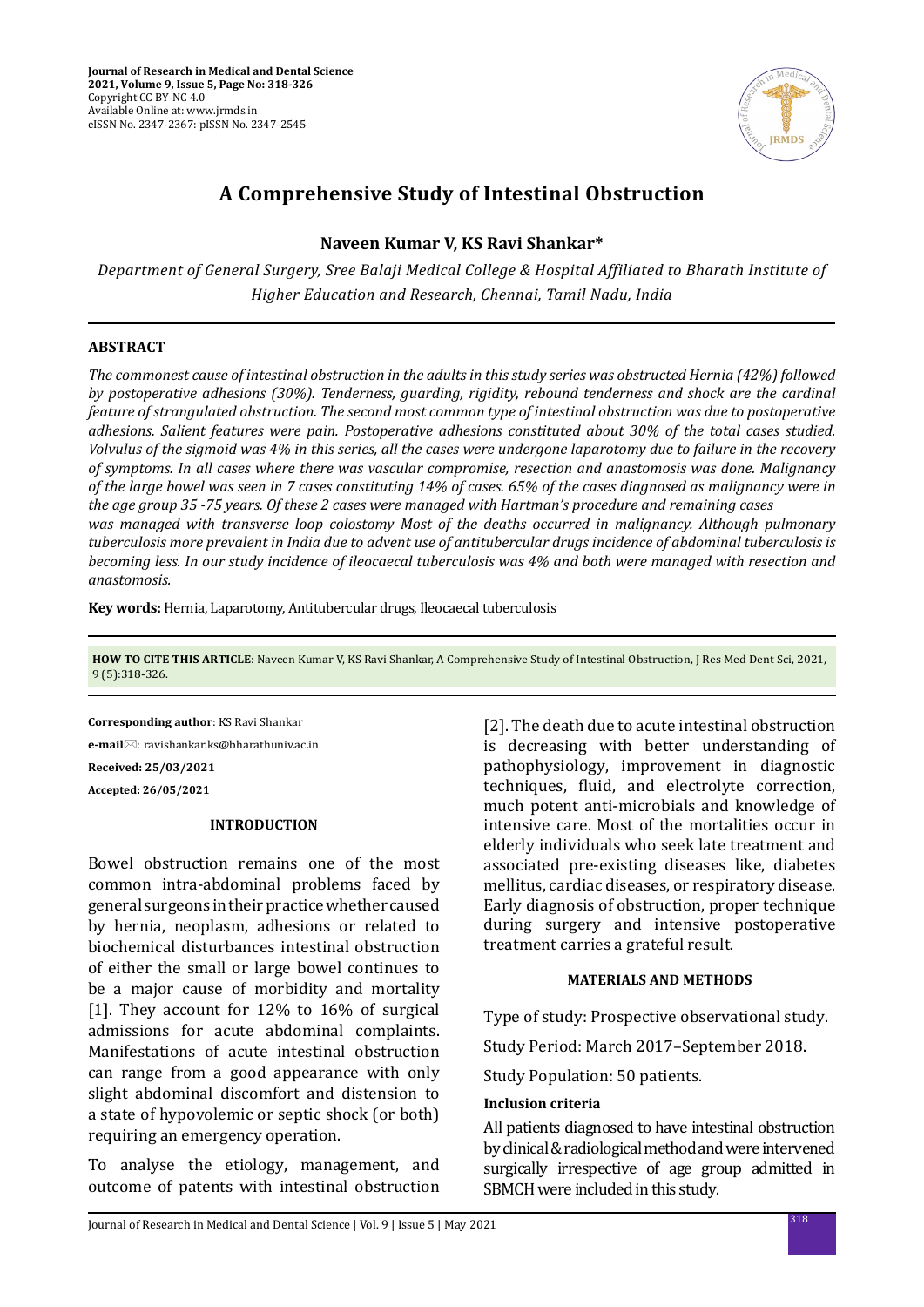# A Comprehensive Study of Intestinal Obstruction

**Naveen Kumar V, KS Ravi Shankar***

*Department of General Surgery, Sree Balaji Medical College & Hospital Affiliated to Bharath Institute of Higher Education and Research, Chennai, Tamil Nadu, India*

## ABSTRACT

*The commonest cause of intestinal obstruction in the adults in this study series was obstructed Hernia (42%) followed by postoperative adhesions (30%). Tenderness, guarding, rigidity, rebound tenderness and shock are the cardinal feature of strangulated obstruction. The second most common type of intestinal obstruction was due to postoperative adhesions. Salient features were pain. Postoperative adhesions constituted about 30% of the total cases studied. Volvulus of the sigmoid was 4% in this series, all the cases were undergone laparotomy due to failure in the recovery of symptoms. In all cases where there was vascular compromise, resection and anastomosis was done. Malignancy of the large bowel was seen in 7 cases constituting 14% of cases. 65% of the cases diagnosed as malignancy were in the age group 35 -75 years. Of these 2 cases were managed with Hartman's procedure and remaining cases was managed with transverse loop colostomy Most of the deaths occurred in malignancy. Although pulmonary tuberculosis more prevalent in India due to advent use of antitubercular drugs incidence of abdominal tuberculosis is becoming less. In our study incidence of ileocaecal tuberculosis was 4% and both were managed with resection and anastomosis.*

**Key words:** Hernia, Laparotomy, Antitubercular drugs, Ileocaecal tuberculosis

**HOW TO CITE THIS ARTICLE**: Naveen Kumar V, KS Ravi Shankar, A Comprehensive Study of Intestinal Obstruction, J Res Med Dent Sci, 2021, 9 (5):318-326.

**Corresponding author**: KS Ravi Shankar

**e-mail**: ravishankar.ks@bharathuniv.ac.in

**Received: 25/03/2021**

**Accepted: 26/05/2021**

## INTRODUCTION

Bowel obstruction remains one of the most common intra-abdominal problems faced by general surgeons in their practice whether caused by hernia, neoplasm, adhesions or related to biochemical disturbances intestinal obstruction of either the small or large bowel continues to be a major cause of morbidity and mortality [1]. They account for 12% to 16% of surgical admissions for acute abdominal complaints. Manifestations of acute intestinal obstruction can range from a good appearance with only slight abdominal discomfort and distension to a state of hypovolemic or septic shock (or both) requiring an emergency operation.

To analyse the etiology, management, and outcome of patents with intestinal obstruction [2]. The death due to acute intestinal obstruction is decreasing with better understanding of pathophysiology, improvement in diagnostic techniques, fluid, and electrolyte correction, much potent anti-microbials and knowledge of intensive care. Most of the mortalities occur in elderly individuals who seek late treatment and associated pre-existing diseases like, diabetes mellitus, cardiac diseases, or respiratory disease. Early diagnosis of obstruction, proper technique during surgery and intensive postoperative treatment carries a grateful result.

## MATERIALS AND METHODS

Type of study: Prospective observational study.

Study Period: March 2017–September 2018.

Study Population: 50 patients.

### Inclusion criteria

All patients diagnosed to have intestinal obstruction by clinical & radiological method and were intervened surgically irrespective of age group admitted in SBMCH were included in this study.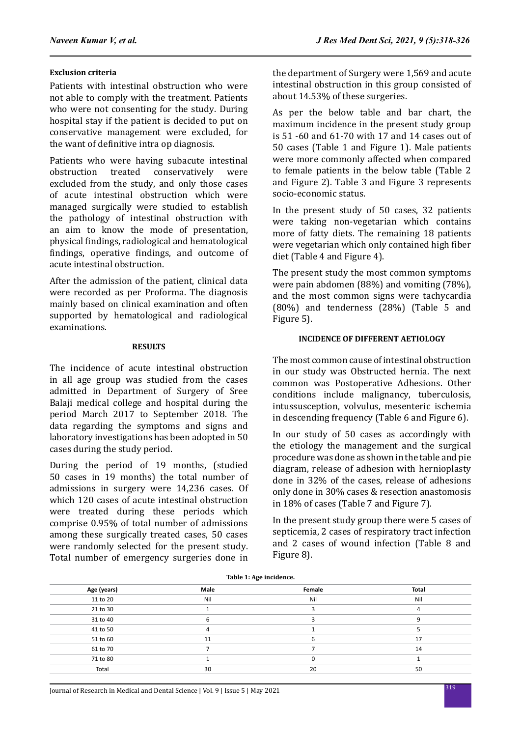**Exclusion criteria**

Patients with intestinal obstruction who were not able to comply with the treatment. Patients who were not consenting for the study. During hospital stay if the patient is decided to put on conservative management were excluded, for the want of definitive intra op diagnosis.

Patients who were having subacute intestinal obstruction treated conservatively were excluded from the study, and only those cases of acute intestinal obstruction which were managed surgically were studied to establish the pathology of intestinal obstruction with an aim to know the mode of presentation, physical findings, radiological and hematological findings, operative findings, and outcome of acute intestinal obstruction.

After the admission of the patient, clinical data were recorded as per Proforma. The diagnosis mainly based on clinical examination and often supported by hematological and radiological examinations.

## RESULTS

The incidence of acute intestinal obstruction in all age group was studied from the cases admitted in Department of Surgery of Sree Balaji medical college and hospital during the period March 2017 to September 2018. The data regarding the symptoms and signs and laboratory investigations has been adopted in 50 cases during the study period.

During the period of 19 months, (studied 50 cases in 19 months) the total number of admissions in surgery were 14,236 cases. Of which 120 cases of acute intestinal obstruction were treated during these periods which comprise 0.95% of total number of admissions among these surgically treated cases, 50 cases were randomly selected for the present study. Total number of emergency surgeries done in the department of Surgery were 1,569 and acute intestinal obstruction in this group consisted of about 14.53% of these surgeries.

As per the below table and bar chart, the maximum incidence in the present study group is 51 -60 and 61-70 with 17 and 14 cases out of 50 cases (Table 1 and Figure 1). Male patients were more commonly affected when compared to female patients in the below table (Table 2 and Figure 2). Table 3 and Figure 3 represents socio-economic status.

In the present study of 50 cases, 32 patients were taking non-vegetarian which contains more of fatty diets. The remaining 18 patients were vegetarian which only contained high fiber diet (Table 4 and Figure 4).

The present study the most common symptoms were pain abdomen (88%) and vomiting (78%), and the most common signs were tachycardia (80%) and tenderness (28%) (Table 5 and Figure 5).

### INCIDENCE OF DIFFERENT AETIOLOGY

The most common cause of intestinal obstruction in our study was Obstructed hernia. The next common was Postoperative Adhesions. Other conditions include malignancy, tuberculosis, intussusception, volvulus, mesenteric ischemia in descending frequency (Table 6 and Figure 6).

In our study of 50 cases as accordingly with the etiology the management and the surgical procedure was done as shown in the table and pie diagram, release of adhesion with hernioplasty done in 32% of the cases, release of adhesions only done in 30% cases & resection anastomosis in 18% of cases (Table 7 and Figure 7).

In the present study group there were 5 cases of septicemia, 2 cases of respiratory tract infection and 2 cases of wound infection (Table 8 and Figure 8).

**Table 1: Age incidence.**

| Age (years) | Male | Female | Total |
|---|---|---|---|
| 11 to 20 | Nil | Nil | Nil |
| 21 to 30 | 1 | 3 | 4 |
| 31 to 40 | 6 | 3 | 9 |
| 41 to 50 | 4 | 1 | 5 |
| 51 to 60 | 11 | 6 | 17 |
| 61 to 70 | 7 | 7 | 14 |
| 71 to 80 | 1 | 0 | 1 |
| Total | 30 | 20 | 50 |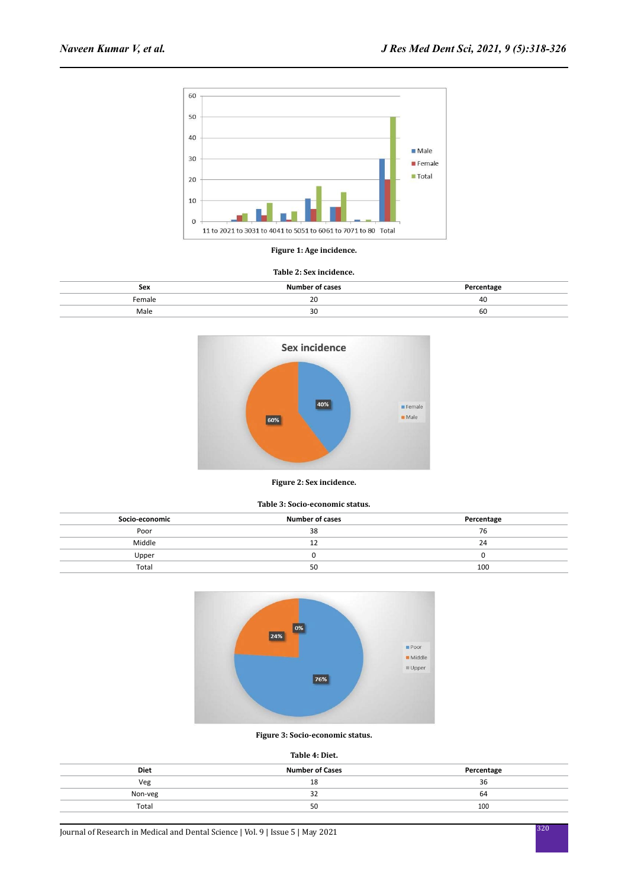Figure 1: Age incidence.

Table 2: Sex incidence.

| Sex | Number of cases | Percentage |
|---|---|---|
| Female | 20 | 40 |
| Male | 30 | 60 |

Figure 2: Sex incidence.

Table 3: Socio-economic status.

| Socio-economic | Number of cases | Percentage |
|---|---|---|
| Poor | 38 | 76 |
| Middle | 12 | 24 |
| Upper | 0 | 0 |
| Total | 50 | 100 |

Figure 3: Socio-economic status.

Table 4: Diet.

| Diet | Number of Cases | Percentage |
|---|---|---|
| Veg | 18 | 36 |
| Non-veg | 32 | 64 |
| Total | 50 | 100 |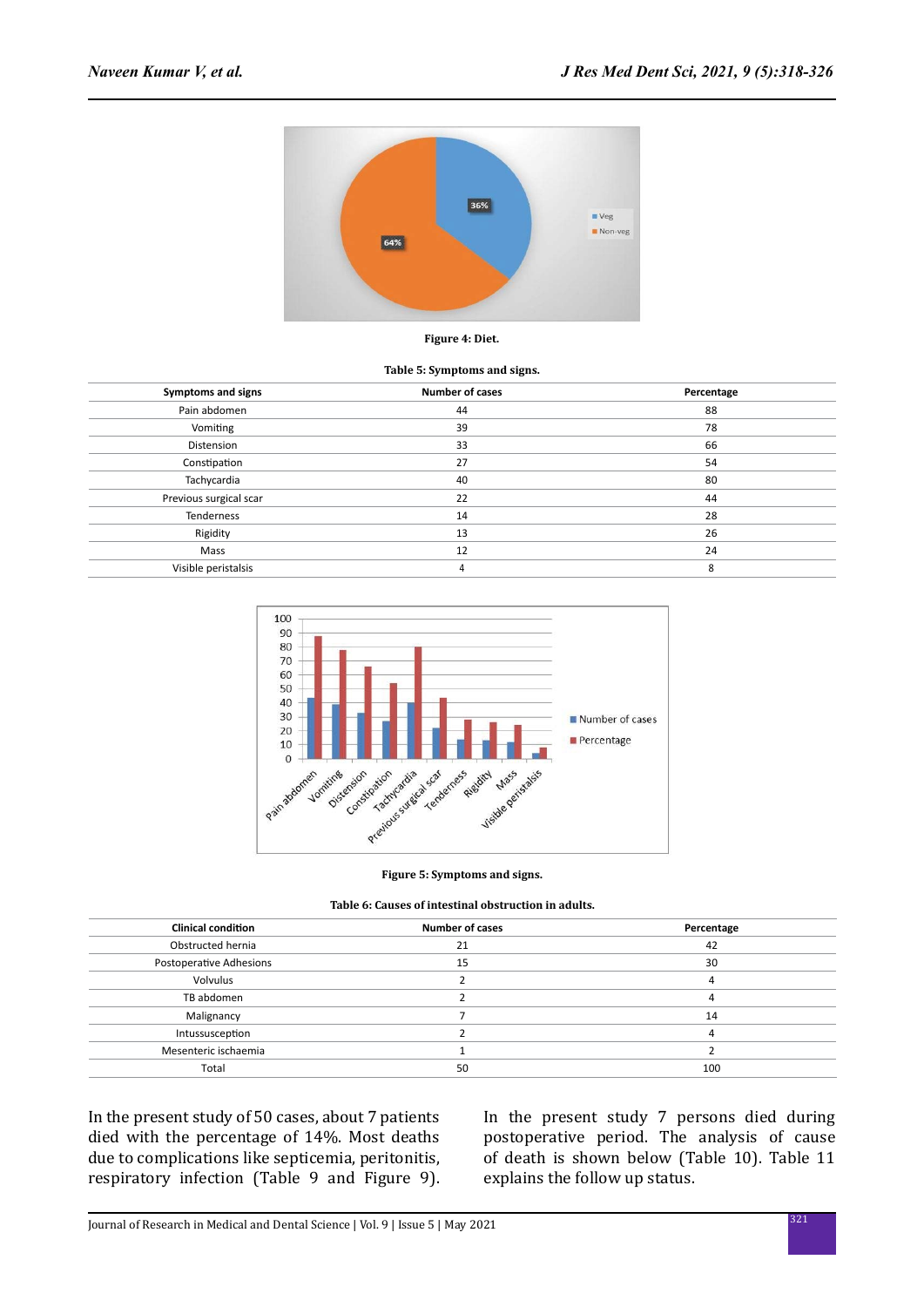Figure 4: Diet.

Table 5: Symptoms and signs.

| Symptoms and signs | Number of cases | Percentage |
|---|---|---|
| Pain abdomen | 44 | 88 |
| Vomiting | 39 | 78 |
| Distension | 33 | 66 |
| Constipation | 27 | 54 |
| Tachycardia | 40 | 80 |
| Previous surgical scar | 22 | 44 |
| Tenderness | 14 | 28 |
| Rigidity | 13 | 26 |
| Mass | 12 | 24 |
| Visible peristalsis | 4 | 8 |

Figure 5: Symptoms and signs.

Table 6: Causes of intestinal obstruction in adults.

| Clinical condition | Number of cases | Percentage |
|---|---|---|
| Obstructed hernia | 21 | 42 |
| Postoperative Adhesions | 15 | 30 |
| Volvulus | 2 | 4 |
| TB abdomen | 2 | 4 |
| Malignancy | 7 | 14 |
| Intussusception | 2 | 4 |
| Mesenteric ischaemia | 1 | 2 |
| Total | 50 | 100 |

In the present study of 50 cases, about 7 patients died with the percentage of 14%. Most deaths due to complications like septicemia, peritonitis, respiratory infection (Table 9 and Figure 9).

In the present study 7 persons died during postoperative period. The analysis of cause of death is shown below (Table 10). Table 11 explains the follow up status.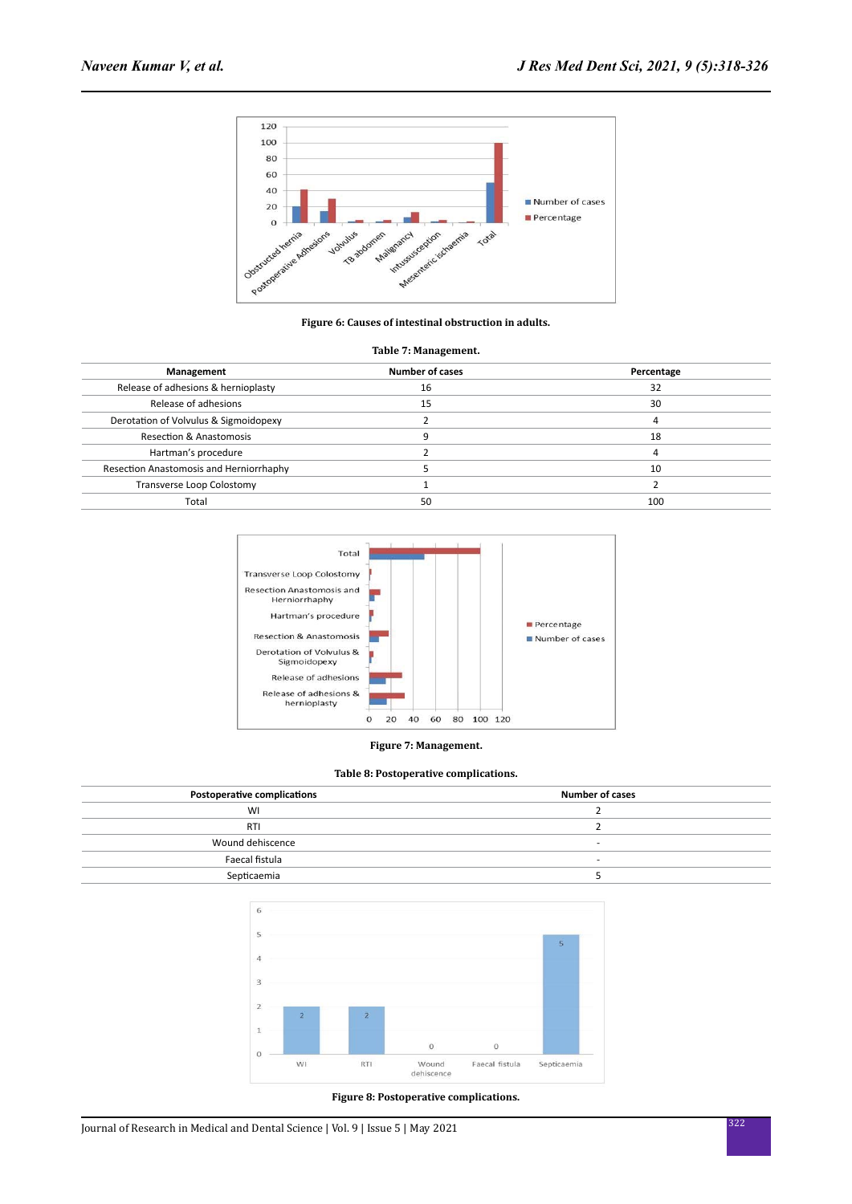Figure 6: Causes of intestinal obstruction in adults.

**Table 7: Management.**

| Management | Number of cases | Percentage |
|---|---|---|
| Release of adhesions & hernioplasty | 16 | 32 |
| Release of adhesions | 15 | 30 |
| Derotation of Volvulus & Sigmoidopexy | 2 | 4 |
| Resection & Anastomosis | 9 | 18 |
| Hartman's procedure | 2 | 4 |
| Resection Anastomosis and Herniorrhaphy | 5 | 10 |
| Transverse Loop Colostomy | 1 | 2 |
| Total | 50 | 100 |

Figure 7: Management.

**Table 8: Postoperative complications.**

| Postoperative complications | Number of cases |
|---|---|
| WI | 2 |
| RTI | 2 |
| Wound dehiscence | - |
| Faecal fistula | - |
| Septicaemia | 5 |

Figure 8: Postoperative complications.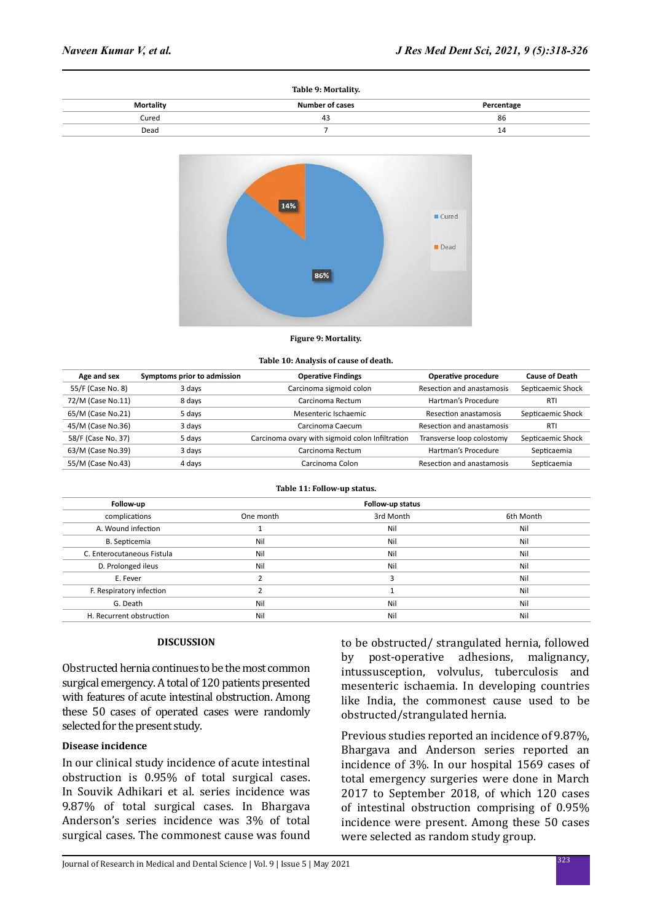**Table 9: Mortality.**

| Mortality | Number of cases | Percentage |
|---|---|---|
| Cured | 43 | 86 |
| Dead | 7 | 14 |

**Figure 9: Mortality.**

**Table 10: Analysis of cause of death.**

| Age and sex | Symptoms prior to admission | Operative Findings | Operative procedure | Cause of Death |
|---|---|---|---|---|
| 55/F (Case No. 8) | 3 days | Carcinoma sigmoid colon | Resection and anastamosis | Septicaemic Shock |
| 72/M (Case No.11) | 8 days | Carcinoma Rectum | Hartman's Procedure | RTI |
| 65/M (Case No.21) | 5 days | Mesenteric Ischaemic | Resection anastamosis | Septicaemic Shock |
| 45/M (Case No.36) | 3 days | Carcinoma Caecum | Resection and anastamosis | RTI |
| 58/F (Case No. 37) | 5 days | Carcinoma ovary with sigmoid colon Infiltration | Transverse loop colostomy | Septicaemic Shock |
| 63/M (Case No.39) | 3 days | Carcinoma Rectum | Hartman's Procedure | Septicaemia |
| 55/M (Case No.43) | 4 days | Carcinoma Colon | Resection and anastamosis | Septicaemia |

**Table 11: Follow-up status.**

| Follow-up | Follow-up status | | |
|---|---|---|---|
| complications | One month | 3rd Month | 6th Month |
| A. Wound infection | 1 | Nil | Nil |
| B. Septicemia | Nil | Nil | Nil |
| C. Enterocutaneous Fistula | Nil | Nil | Nil |
| D. Prolonged ileus | Nil | Nil | Nil |
| E. Fever | 2 | 3 | Nil |
| F. Respiratory infection | 2 | 1 | Nil |
| G. Death | Nil | Nil | Nil |
| H. Recurrent obstruction | Nil | Nil | Nil |

## DISCUSSION

Obstructed hernia continues to be the most common surgical emergency. A total of 120 patients presented with features of acute intestinal obstruction. Among these 50 cases of operated cases were randomly selected for the present study.

### Disease incidence

In our clinical study incidence of acute intestinal obstruction is 0.95% of total surgical cases. In Souvik Adhikari et al. series incidence was 9.87% of total surgical cases. In Bhargava Anderson's series incidence was 3% of total surgical cases. The commonest cause was found to be obstructed/ strangulated hernia, followed by post-operative adhesions, malignancy, intussusception, volvulus, tuberculosis and mesenteric ischaemia. In developing countries like India, the commonest cause used to be obstructed/strangulated hernia.

Previous studies reported an incidence of 9.87%, Bhargava and Anderson series reported an incidence of 3%. In our hospital 1569 cases of total emergency surgeries were done in March 2017 to September 2018, of which 120 cases of intestinal obstruction comprising of 0.95% incidence were present. Among these 50 cases were selected as random study group.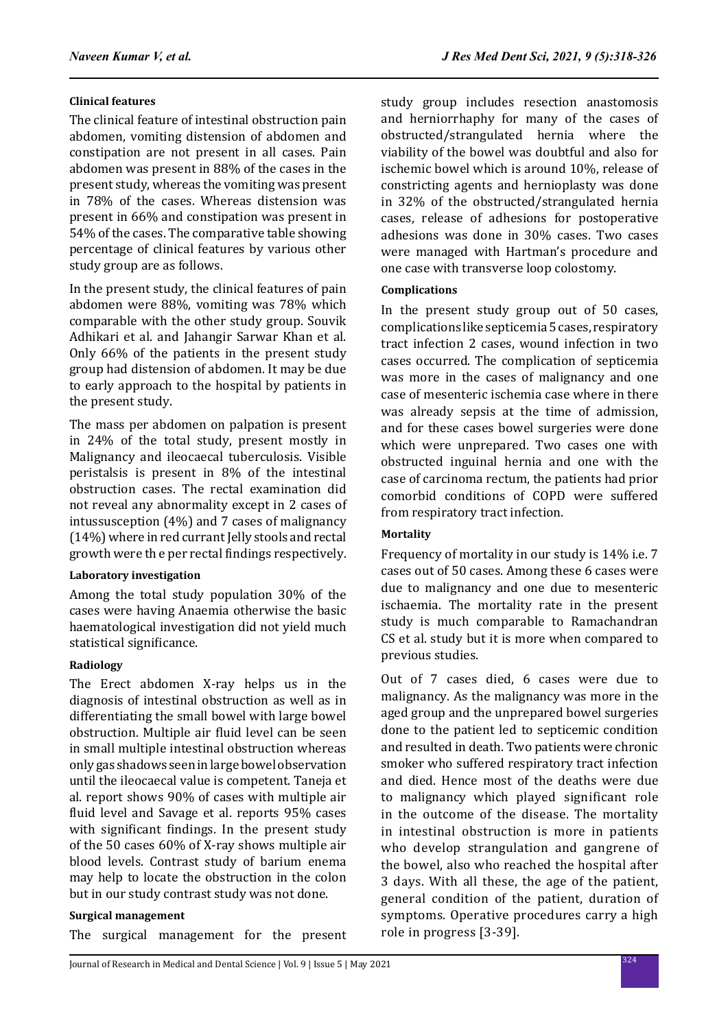### Clinical features

The clinical feature of intestinal obstruction pain abdomen, vomiting distension of abdomen and constipation are not present in all cases. Pain abdomen was present in 88% of the cases in the present study, whereas the vomiting was present in 78% of the cases. Whereas distension was present in 66% and constipation was present in 54% of the cases. The comparative table showing percentage of clinical features by various other study group are as follows.

In the present study, the clinical features of pain abdomen were 88%, vomiting was 78% which comparable with the other study group. Souvik Adhikari et al. and Jahangir Sarwar Khan et al. Only 66% of the patients in the present study group had distension of abdomen. It may be due to early approach to the hospital by patients in the present study.

The mass per abdomen on palpation is present in 24% of the total study, present mostly in Malignancy and ileocaecal tuberculosis. Visible peristalsis is present in 8% of the intestinal obstruction cases. The rectal examination did not reveal any abnormality except in 2 cases of intussusception (4%) and 7 cases of malignancy (14%) where in red currant Jelly stools and rectal growth were th e per rectal findings respectively.

### Laboratory investigation

Among the total study population 30% of the cases were having Anaemia otherwise the basic haematological investigation did not yield much statistical significance.

### Radiology

The Erect abdomen X-ray helps us in the diagnosis of intestinal obstruction as well as in differentiating the small bowel with large bowel obstruction. Multiple air fluid level can be seen in small multiple intestinal obstruction whereas only gas shadows seen in large bowel observation until the ileocaecal value is competent. Taneja et al. report shows 90% of cases with multiple air fluid level and Savage et al. reports 95% cases with significant findings. In the present study of the 50 cases 60% of X-ray shows multiple air blood levels. Contrast study of barium enema may help to locate the obstruction in the colon but in our study contrast study was not done.

### Surgical management

The surgical management for the present study group includes resection anastomosis and herniorrhaphy for many of the cases of obstructed/strangulated hernia where the viability of the bowel was doubtful and also for ischemic bowel which is around 10%, release of constricting agents and hernioplasty was done in 32% of the obstructed/strangulated hernia cases, release of adhesions for postoperative adhesions was done in 30% cases. Two cases were managed with Hartman's procedure and one case with transverse loop colostomy.

### Complications

In the present study group out of 50 cases, complications like septicemia 5 cases, respiratory tract infection 2 cases, wound infection in two cases occurred. The complication of septicemia was more in the cases of malignancy and one case of mesenteric ischemia case where in there was already sepsis at the time of admission, and for these cases bowel surgeries were done which were unprepared. Two cases one with obstructed inguinal hernia and one with the case of carcinoma rectum, the patients had prior comorbid conditions of COPD were suffered from respiratory tract infection.

### Mortality

Frequency of mortality in our study is 14% i.e. 7 cases out of 50 cases. Among these 6 cases were due to malignancy and one due to mesenteric ischaemia. The mortality rate in the present study is much comparable to Ramachandran CS et al. study but it is more when compared to previous studies.

Out of 7 cases died, 6 cases were due to malignancy. As the malignancy was more in the aged group and the unprepared bowel surgeries done to the patient led to septicemic condition and resulted in death. Two patients were chronic smoker who suffered respiratory tract infection and died. Hence most of the deaths were due to malignancy which played significant role in the outcome of the disease. The mortality in intestinal obstruction is more in patients who develop strangulation and gangrene of the bowel, also who reached the hospital after 3 days. With all these, the age of the patient, general condition of the patient, duration of symptoms. Operative procedures carry a high role in progress [3-39].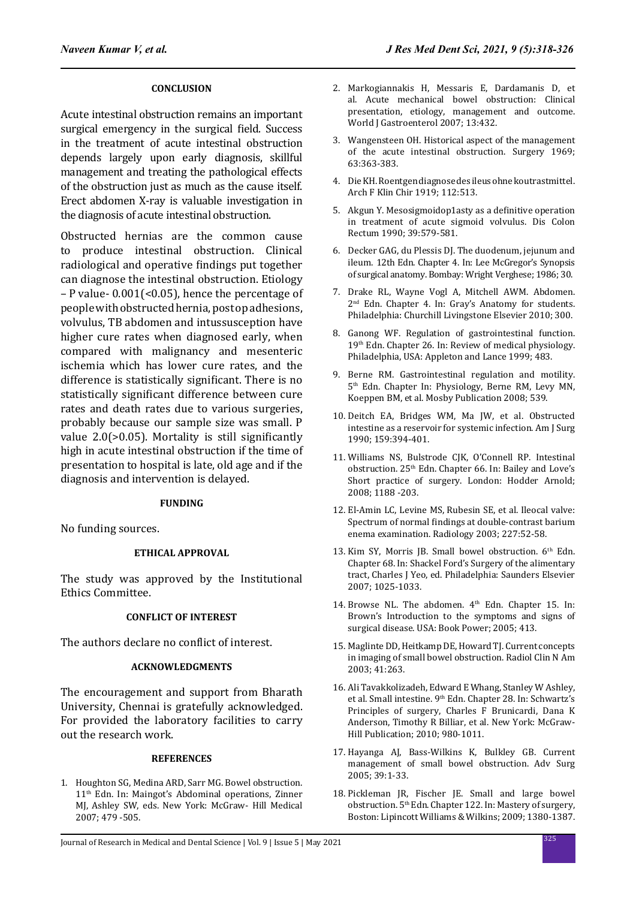## CONCLUSION

Acute intestinal obstruction remains an important surgical emergency in the surgical field. Success in the treatment of acute intestinal obstruction depends largely upon early diagnosis, skillful management and treating the pathological effects of the obstruction just as much as the cause itself. Erect abdomen X-ray is valuable investigation in the diagnosis of acute intestinal obstruction.

Obstructed hernias are the common cause to produce intestinal obstruction. Clinical radiological and operative findings put together can diagnose the intestinal obstruction. Etiology – P value- 0.001(<0.05), hence the percentage of people with obstructed hernia, post op adhesions, volvulus, TB abdomen and intussusception have higher cure rates when diagnosed early, when compared with malignancy and mesenteric ischemia which has lower cure rates, and the difference is statistically significant. There is no statistically significant difference between cure rates and death rates due to various surgeries, probably because our sample size was small. P value 2.0(>0.05). Mortality is still significantly high in acute intestinal obstruction if the time of presentation to hospital is late, old age and if the diagnosis and intervention is delayed.

## FUNDING

No funding sources.

## ETHICAL APPROVAL

The study was approved by the Institutional Ethics Committee.

## CONFLICT OF INTEREST

The authors declare no conflict of interest.

## ACKNOWLEDGMENTS

The encouragement and support from Bharath University, Chennai is gratefully acknowledged. For provided the laboratory facilities to carry out the research work.

## REFERENCES

1. Houghton SG, Medina ARD, Sarr MG. Bowel obstruction. 11th Edn. In: Maingot's Abdominal operations, Zinner MJ, Ashley SW, eds. New York: McGraw- Hill Medical 2007; 479 -505.
2. Markogiannakis H, Messaris E, Dardamanis D, et al. Acute mechanical bowel obstruction: Clinical presentation, etiology, management and outcome. World J Gastroenterol 2007; 13:432.
3. Wangensteen OH. Historical aspect of the management of the acute intestinal obstruction. Surgery 1969; 63:363-383.
4. Die KH. Roentgendiagnose des ileus ohne koutrastmittel. Arch F Klin Chir 1919; 112:513.
5. Akgun Y. Mesosigmoidop1asty as a definitive operation in treatment of acute sigmoid volvulus. Dis Colon Rectum 1990; 39:579-581.
6. Decker GAG, du Plessis DJ. The duodenum, jejunum and ileum. 12th Edn. Chapter 4. In: Lee McGregor's Synopsis of surgical anatomy. Bombay: Wright Verghese; 1986; 30.
7. Drake RL, Wayne Vogl A, Mitchell AWM. Abdomen. 2nd Edn. Chapter 4. In: Gray's Anatomy for students. Philadelphia: Churchill Livingstone Elsevier 2010; 300.
8. Ganong WF. Regulation of gastrointestinal function. 19th Edn. Chapter 26. In: Review of medical physiology. Philadelphia, USA: Appleton and Lance 1999; 483.
9. Berne RM. Gastrointestinal regulation and motility. 5th Edn. Chapter In: Physiology, Berne RM, Levy MN, Koeppen BM, et al. Mosby Publication 2008; 539.
10. Deitch EA, Bridges WM, Ma JW, et al. Obstructed intestine as a reservoir for systemic infection. Am J Surg 1990; 159:394-401.
11. Williams NS, Bulstrode CJK, O'Connell RP. Intestinal obstruction. 25th Edn. Chapter 66. In: Bailey and Love's Short practice of surgery. London: Hodder Arnold; 2008; 1188 -203.
12. El-Amin LC, Levine MS, Rubesin SE, et al. Ileocal valve: Spectrum of normal findings at double-contrast barium enema examination. Radiology 2003; 227:52-58.
13. Kim SY, Morris JB. Small bowel obstruction. 6th Edn. Chapter 68. In: Shackel Ford's Surgery of the alimentary tract, Charles J Yeo, ed. Philadelphia: Saunders Elsevier 2007; 1025-1033.
14. Browse NL. The abdomen. 4th Edn. Chapter 15. In: Brown's Introduction to the symptoms and signs of surgical disease. USA: Book Power; 2005; 413.
15. Maglinte DD, Heitkamp DE, Howard TJ. Current concepts in imaging of small bowel obstruction. Radiol Clin N Am 2003; 41:263.
16. Ali Tavakkolizadeh, Edward E Whang, Stanley W Ashley, et al. Small intestine. 9th Edn. Chapter 28. In: Schwartz's Principles of surgery, Charles F Brunicardi, Dana K Anderson, Timothy R Billiar, et al. New York: McGraw-Hill Publication; 2010; 980-1011.
17. Hayanga AJ, Bass-Wilkins K, Bulkley GB. Current management of small bowel obstruction. Adv Surg 2005; 39:1-33.
18. Pickleman JR, Fischer JE. Small and large bowel obstruction. 5th Edn. Chapter 122. In: Mastery of surgery, Boston: Lipincott Williams & Wilkins; 2009; 1380-1387.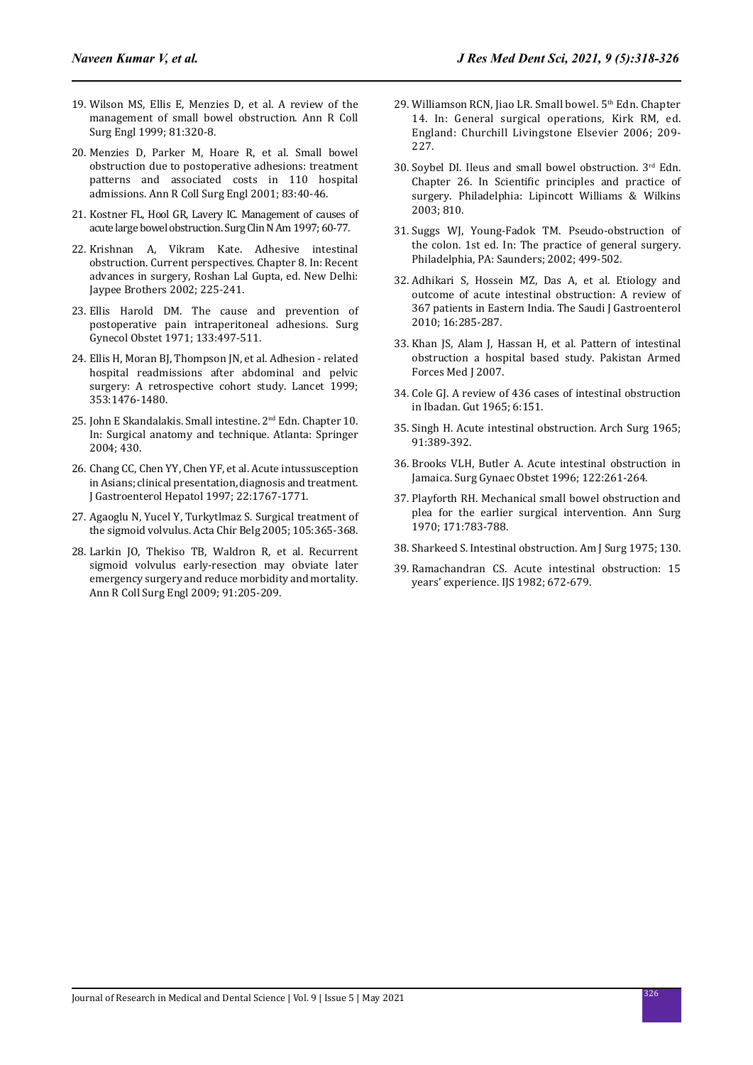19. Wilson MS, Ellis E, Menzies D, et al. A review of the management of small bowel obstruction. Ann R Coll Surg Engl 1999; 81:320-8.
20. Menzies D, Parker M, Hoare R, et al. Small bowel obstruction due to postoperative adhesions: treatment patterns and associated costs in 110 hospital admissions. Ann R Coll Surg Engl 2001; 83:40-46.
21. Kostner FL, Hool GR, Lavery IC. Management of causes of acute large bowel obstruction. Surg Clin N Am 1997; 60-77.
22. Krishnan A, Vikram Kate. Adhesive intestinal obstruction. Current perspectives. Chapter 8. In: Recent advances in surgery, Roshan Lal Gupta, ed. New Delhi: Jaypee Brothers 2002; 225-241.
23. Ellis Harold DM. The cause and prevention of postoperative pain intraperitoneal adhesions. Surg Gynecol Obstet 1971; 133:497-511.
24. Ellis H, Moran BJ, Thompson JN, et al. Adhesion - related hospital readmissions after abdominal and pelvic surgery: A retrospective cohort study. Lancet 1999; 353:1476-1480.
25. John E Skandalakis. Small intestine. 2nd Edn. Chapter 10. In: Surgical anatomy and technique. Atlanta: Springer 2004; 430.
26. Chang CC, Chen YY, Chen YF, et al. Acute intussusception in Asians; clinical presentation, diagnosis and treatment. J Gastroenterol Hepatol 1997; 22:1767-1771.
27. Agaoglu N, Yucel Y, Turkytlmaz S. Surgical treatment of the sigmoid volvulus. Acta Chir Belg 2005; 105:365-368.
28. Larkin JO, Thekiso TB, Waldron R, et al. Recurrent sigmoid volvulus early-resection may obviate later emergency surgery and reduce morbidity and mortality. Ann R Coll Surg Engl 2009; 91:205-209.
29. Williamson RCN, Jiao LR. Small bowel. 5th Edn. Chapter 14. In: General surgical operations, Kirk RM, ed. England: Churchill Livingstone Elsevier 2006; 209-227.
30. Soybel DI. Ileus and small bowel obstruction. 3rd Edn. Chapter 26. In Scientific principles and practice of surgery. Philadelphia: Lipincott Williams & Wilkins 2003; 810.
31. Suggs WJ, Young-Fadok TM. Pseudo-obstruction of the colon. 1st ed. In: The practice of general surgery. Philadelphia, PA: Saunders; 2002; 499-502.
32. Adhikari S, Hossein MZ, Das A, et al. Etiology and outcome of acute intestinal obstruction: A review of 367 patients in Eastern India. The Saudi J Gastroenterol 2010; 16:285-287.
33. Khan JS, Alam J, Hassan H, et al. Pattern of intestinal obstruction a hospital based study. Pakistan Armed Forces Med J 2007.
34. Cole GJ. A review of 436 cases of intestinal obstruction in Ibadan. Gut 1965; 6:151.
35. Singh H. Acute intestinal obstruction. Arch Surg 1965; 91:389-392.
36. Brooks VLH, Butler A. Acute intestinal obstruction in Jamaica. Surg Gynaec Obstet 1996; 122:261-264.
37. Playforth RH. Mechanical small bowel obstruction and plea for the earlier surgical intervention. Ann Surg 1970; 171:783-788.
38. Sharkeed S. Intestinal obstruction. Am J Surg 1975; 130.
39. Ramachandran CS. Acute intestinal obstruction: 15 years' experience. IJS 1982; 672-679.